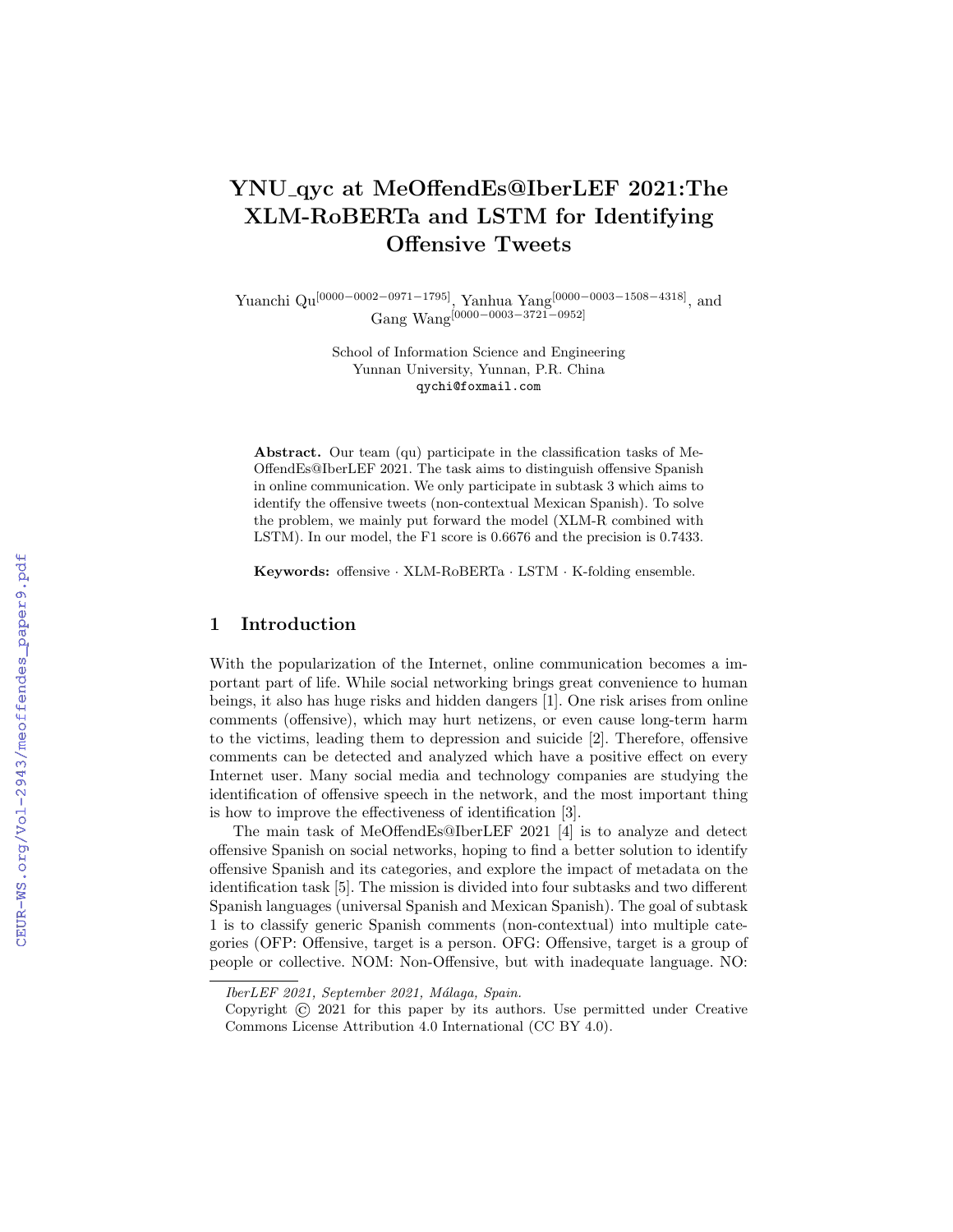# YNU_qyc at MeOffendEs@IberLEF 2021:The XLM-RoBERTa and LSTM for Identifying Offensive Tweets

Yuanchi Qu[0000−0002−0971−1795], Yanhua Yang[0000−0003−1508−4318], and Gang Wang[0000−0003−3721−0952]

School of Information Science and Engineering
Yunnan University, Yunnan, P.R. China
qychi@foxmail.com

**Abstract.** Our team (qu) participate in the classification tasks of MeOffendEs@IberLEF 2021. The task aims to distinguish offensive Spanish in online communication. We only participate in subtask 3 which aims to identify the offensive tweets (non-contextual Mexican Spanish). To solve the problem, we mainly put forward the model (XLM-R combined with LSTM). In our model, the F1 score is 0.6676 and the precision is 0.7433.

**Keywords:** offensive · XLM-RoBERTa · LSTM · K-folding ensemble.

## 1 Introduction

With the popularization of the Internet, online communication becomes a important part of life. While social networking brings great convenience to human beings, it also has huge risks and hidden dangers [1]. One risk arises from online comments (offensive), which may hurt netizens, or even cause long-term harm to the victims, leading them to depression and suicide [2]. Therefore, offensive comments can be detected and analyzed which have a positive effect on every Internet user. Many social media and technology companies are studying the identification of offensive speech in the network, and the most important thing is how to improve the effectiveness of identification [3].

The main task of MeOffendEs@IberLEF 2021 [4] is to analyze and detect offensive Spanish on social networks, hoping to find a better solution to identify offensive Spanish and its categories, and explore the impact of metadata on the identification task [5]. The mission is divided into four subtasks and two different Spanish languages (universal Spanish and Mexican Spanish). The goal of subtask 1 is to classify generic Spanish comments (non-contextual) into multiple categories (OFP: Offensive, target is a person. OFG: Offensive, target is a group of people or collective. NOM: Non-Offensive, but with inadequate language. NO:

*IberLEF 2021, September 2021, Málaga, Spain.*
Copyright © 2021 for this paper by its authors. Use permitted under Creative Commons License Attribution 4.0 International (CC BY 4.0).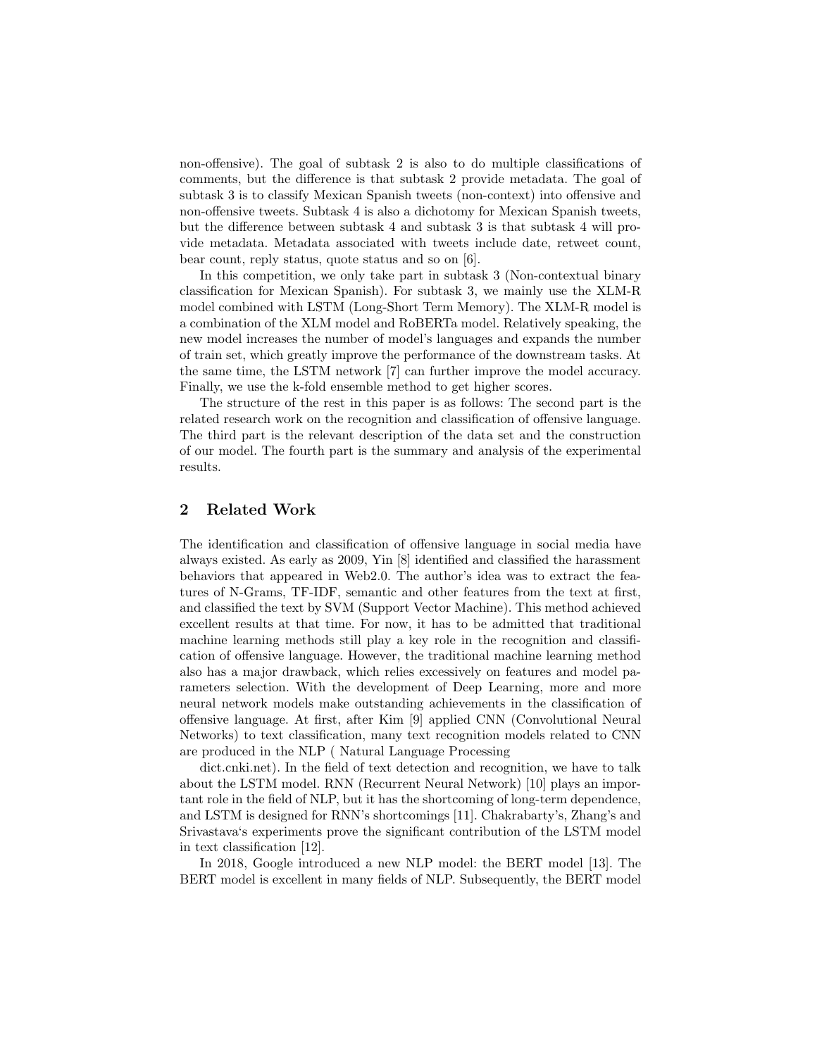non-offensive). The goal of subtask 2 is also to do multiple classifications of comments, but the difference is that subtask 2 provide metadata. The goal of subtask 3 is to classify Mexican Spanish tweets (non-context) into offensive and non-offensive tweets. Subtask 4 is also a dichotomy for Mexican Spanish tweets, but the difference between subtask 4 and subtask 3 is that subtask 4 will provide metadata. Metadata associated with tweets include date, retweet count, bear count, reply status, quote status and so on [6].

In this competition, we only take part in subtask 3 (Non-contextual binary classification for Mexican Spanish). For subtask 3, we mainly use the XLM-R model combined with LSTM (Long-Short Term Memory). The XLM-R model is a combination of the XLM model and RoBERTa model. Relatively speaking, the new model increases the number of model's languages and expands the number of train set, which greatly improve the performance of the downstream tasks. At the same time, the LSTM network [7] can further improve the model accuracy. Finally, we use the k-fold ensemble method to get higher scores.

The structure of the rest in this paper is as follows: The second part is the related research work on the recognition and classification of offensive language. The third part is the relevant description of the data set and the construction of our model. The fourth part is the summary and analysis of the experimental results.

## 2 Related Work

The identification and classification of offensive language in social media have always existed. As early as 2009, Yin [8] identified and classified the harassment behaviors that appeared in Web2.0. The author's idea was to extract the features of N-Grams, TF-IDF, semantic and other features from the text at first, and classified the text by SVM (Support Vector Machine). This method achieved excellent results at that time. For now, it has to be admitted that traditional machine learning methods still play a key role in the recognition and classification of offensive language. However, the traditional machine learning method also has a major drawback, which relies excessively on features and model parameters selection. With the development of Deep Learning, more and more neural network models make outstanding achievements in the classification of offensive language. At first, after Kim [9] applied CNN (Convolutional Neural Networks) to text classification, many text recognition models related to CNN are produced in the NLP ( Natural Language Processing

dict.cnki.net). In the field of text detection and recognition, we have to talk about the LSTM model. RNN (Recurrent Neural Network) [10] plays an important role in the field of NLP, but it has the shortcoming of long-term dependence, and LSTM is designed for RNN's shortcomings [11]. Chakrabarty's, Zhang's and Srivastava's experiments prove the significant contribution of the LSTM model in text classification [12].

In 2018, Google introduced a new NLP model: the BERT model [13]. The BERT model is excellent in many fields of NLP. Subsequently, the BERT model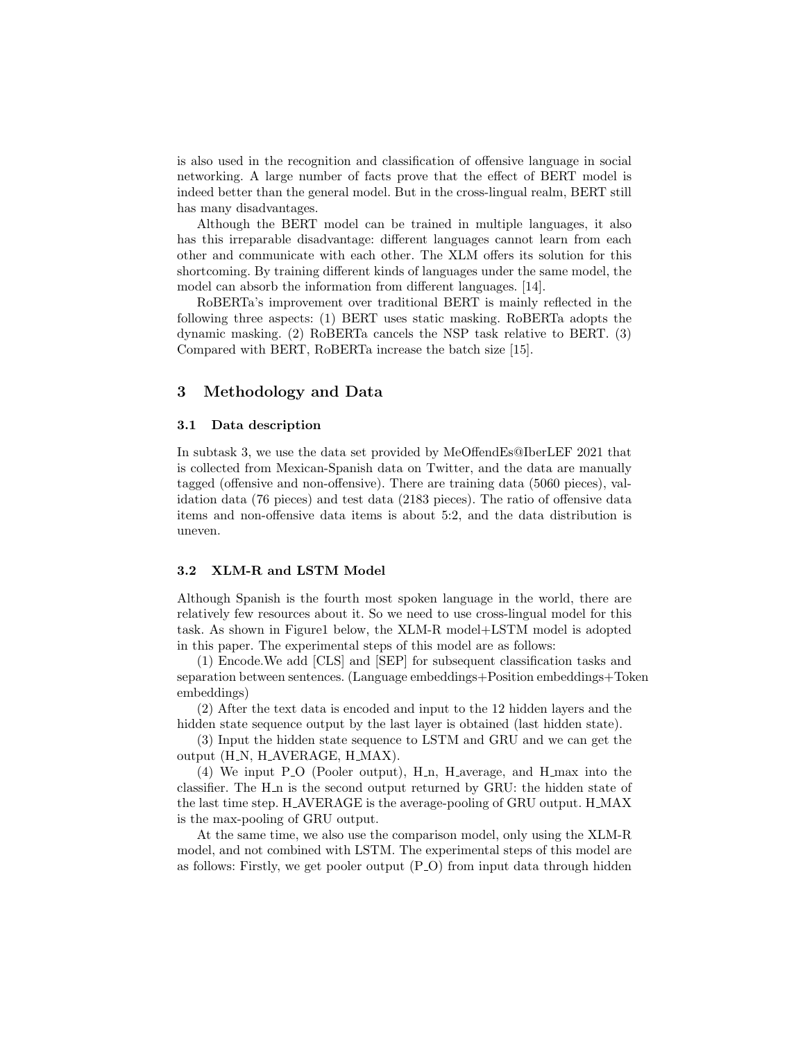is also used in the recognition and classification of offensive language in social networking. A large number of facts prove that the effect of BERT model is indeed better than the general model. But in the cross-lingual realm, BERT still has many disadvantages.

Although the BERT model can be trained in multiple languages, it also has this irreparable disadvantage: different languages cannot learn from each other and communicate with each other. The XLM offers its solution for this shortcoming. By training different kinds of languages under the same model, the model can absorb the information from different languages. [14].

RoBERTa's improvement over traditional BERT is mainly reflected in the following three aspects: (1) BERT uses static masking. RoBERTa adopts the dynamic masking. (2) RoBERTa cancels the NSP task relative to BERT. (3) Compared with BERT, RoBERTa increase the batch size [15].

## 3 Methodology and Data

### 3.1 Data description

In subtask 3, we use the data set provided by MeOffendEs@IberLEF 2021 that is collected from Mexican-Spanish data on Twitter, and the data are manually tagged (offensive and non-offensive). There are training data (5060 pieces), validation data (76 pieces) and test data (2183 pieces). The ratio of offensive data items and non-offensive data items is about 5:2, and the data distribution is uneven.

### 3.2 XLM-R and LSTM Model

Although Spanish is the fourth most spoken language in the world, there are relatively few resources about it. So we need to use cross-lingual model for this task. As shown in Figure1 below, the XLM-R model+LSTM model is adopted in this paper. The experimental steps of this model are as follows:

(1) Encode.We add [CLS] and [SEP] for subsequent classification tasks and separation between sentences. (Language embeddings+Position embeddings+Token embeddings)

(2) After the text data is encoded and input to the 12 hidden layers and the hidden state sequence output by the last layer is obtained (last hidden state).

(3) Input the hidden state sequence to LSTM and GRU and we can get the output (H_N, H_AVERAGE, H_MAX).

(4) We input P_O (Pooler output), H_n, H_average, and H_max into the classifier. The H_n is the second output returned by GRU: the hidden state of the last time step. H_AVERAGE is the average-pooling of GRU output. H_MAX is the max-pooling of GRU output.

At the same time, we also use the comparison model, only using the XLM-R model, and not combined with LSTM. The experimental steps of this model are as follows: Firstly, we get pooler output (P_O) from input data through hidden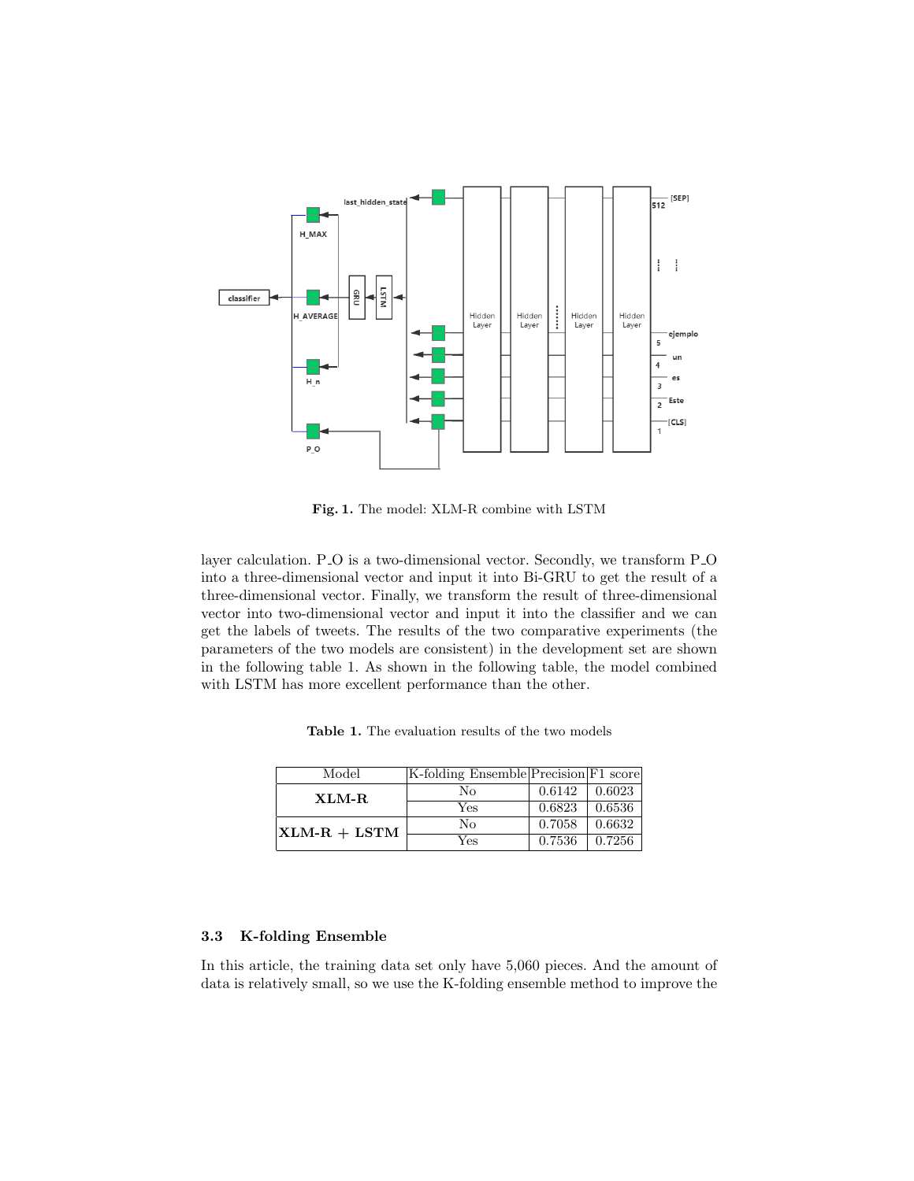Fig. 1. The model: XLM-R combine with LSTM

layer calculation. P_O is a two-dimensional vector. Secondly, we transform P_O into a three-dimensional vector and input it into Bi-GRU to get the result of a three-dimensional vector. Finally, we transform the result of three-dimensional vector into two-dimensional vector and input it into the classifier and we can get the labels of tweets. The results of the two comparative experiments (the parameters of the two models are consistent) in the development set are shown in the following table 1. As shown in the following table, the model combined with LSTM has more excellent performance than the other.

**Table 1.** The evaluation results of the two models

| Model | K-folding Ensemble | Precision | F1 score |
|---|---|---|---|
| **XLM-R** | No | 0.6142 | 0.6023 |
| | Yes | 0.6823 | 0.6536 |
| **XLM-R + LSTM** | No | 0.7058 | 0.6632 |
| | Yes | 0.7536 | 0.7256 |

### 3.3 K-folding Ensemble

In this article, the training data set only have 5,060 pieces. And the amount of data is relatively small, so we use the K-folding ensemble method to improve the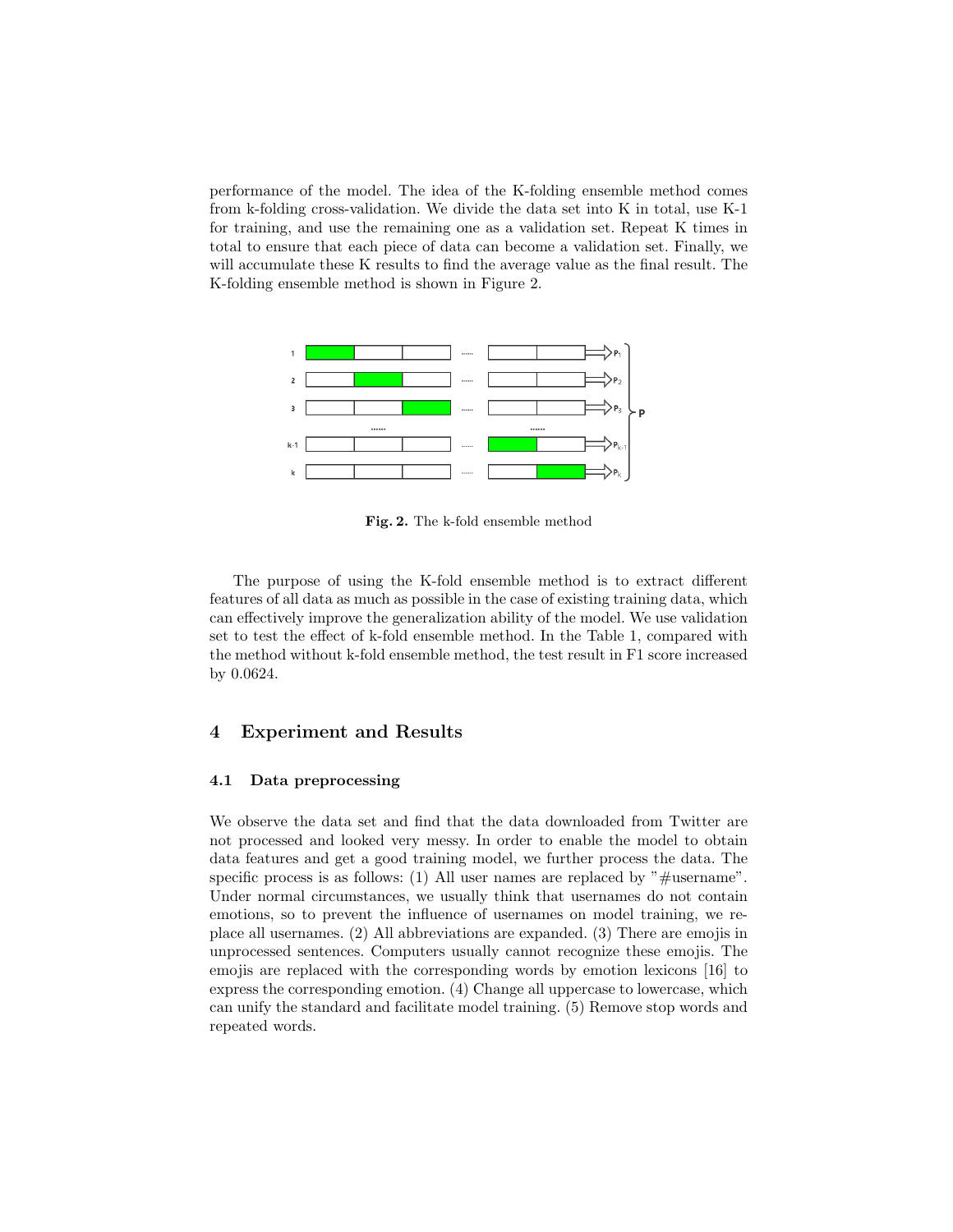performance of the model. The idea of the K-folding ensemble method comes from k-folding cross-validation. We divide the data set into K in total, use K-1 for training, and use the remaining one as a validation set. Repeat K times in total to ensure that each piece of data can become a validation set. Finally, we will accumulate these K results to find the average value as the final result. The K-folding ensemble method is shown in Figure 2.

**Fig. 2.** The k-fold ensemble method

The purpose of using the K-fold ensemble method is to extract different features of all data as much as possible in the case of existing training data, which can effectively improve the generalization ability of the model. We use validation set to test the effect of k-fold ensemble method. In the Table 1, compared with the method without k-fold ensemble method, the test result in F1 score increased by 0.0624.

## 4 Experiment and Results

### 4.1 Data preprocessing

We observe the data set and find that the data downloaded from Twitter are not processed and looked very messy. In order to enable the model to obtain data features and get a good training model, we further process the data. The specific process is as follows: (1) All user names are replaced by "#username". Under normal circumstances, we usually think that usernames do not contain emotions, so to prevent the influence of usernames on model training, we replace all usernames. (2) All abbreviations are expanded. (3) There are emojis in unprocessed sentences. Computers usually cannot recognize these emojis. The emojis are replaced with the corresponding words by emotion lexicons [16] to express the corresponding emotion. (4) Change all uppercase to lowercase, which can unify the standard and facilitate model training. (5) Remove stop words and repeated words.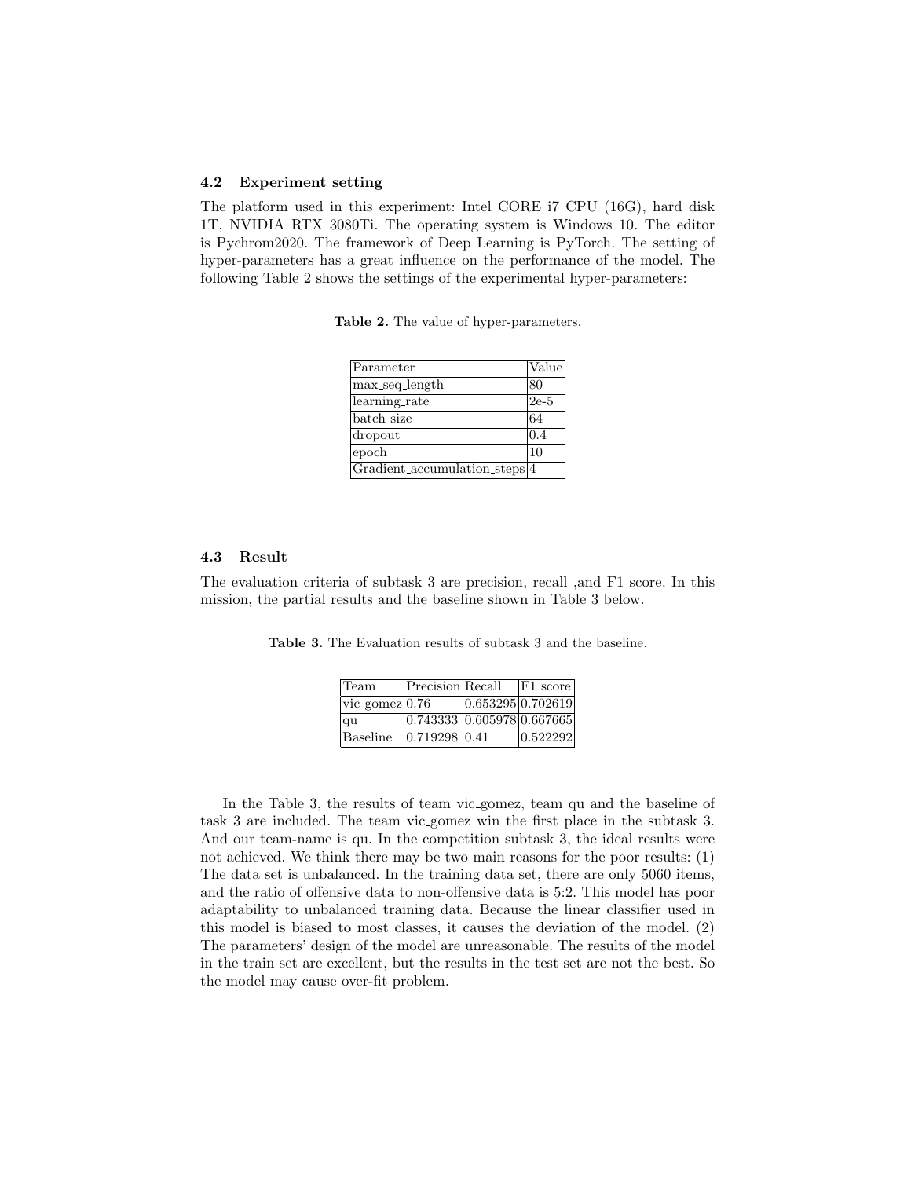### 4.2 Experiment setting

The platform used in this experiment: Intel CORE i7 CPU (16G), hard disk 1T, NVIDIA RTX 3080Ti. The operating system is Windows 10. The editor is Pychrom2020. The framework of Deep Learning is PyTorch. The setting of hyper-parameters has a great influence on the performance of the model. The following Table 2 shows the settings of the experimental hyper-parameters:

**Table 2.** The value of hyper-parameters.

| Parameter | Value |
|---|---|
| max_seq_length | 80 |
| learning_rate | 2e-5 |
| batch_size | 64 |
| dropout | 0.4 |
| epoch | 10 |
| Gradient_accumulation_steps | 4 |

### 4.3 Result

The evaluation criteria of subtask 3 are precision, recall ,and F1 score. In this mission, the partial results and the baseline shown in Table 3 below.

**Table 3.** The Evaluation results of subtask 3 and the baseline.

| Team | Precision | Recall | F1 score |
|---|---|---|---|
| vic_gomez | 0.76 | 0.653295 | 0.702619 |
| qu | 0.743333 | 0.605978 | 0.667665 |
| Baseline | 0.719298 | 0.41 | 0.522292 |

In the Table 3, the results of team vic_gomez, team qu and the baseline of task 3 are included. The team vic_gomez win the first place in the subtask 3. And our team-name is qu. In the competition subtask 3, the ideal results were not achieved. We think there may be two main reasons for the poor results: (1) The data set is unbalanced. In the training data set, there are only 5060 items, and the ratio of offensive data to non-offensive data is 5:2. This model has poor adaptability to unbalanced training data. Because the linear classifier used in this model is biased to most classes, it causes the deviation of the model. (2) The parameters' design of the model are unreasonable. The results of the model in the train set are excellent, but the results in the test set are not the best. So the model may cause over-fit problem.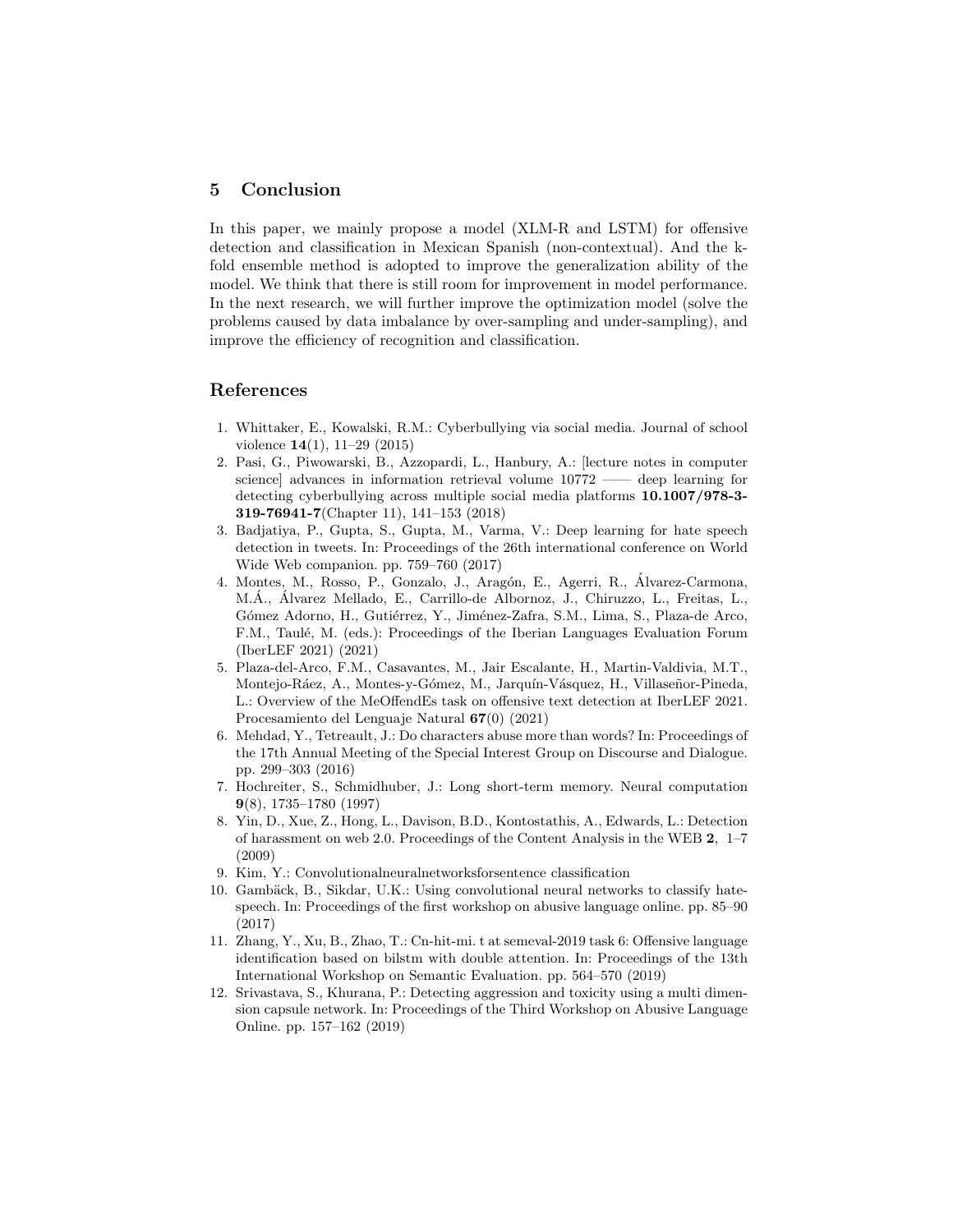## 5 Conclusion

In this paper, we mainly propose a model (XLM-R and LSTM) for offensive detection and classification in Mexican Spanish (non-contextual). And the k-fold ensemble method is adopted to improve the generalization ability of the model. We think that there is still room for improvement in model performance. In the next research, we will further improve the optimization model (solve the problems caused by data imbalance by over-sampling and under-sampling), and improve the efficiency of recognition and classification.

## References

1. Whittaker, E., Kowalski, R.M.: Cyberbullying via social media. Journal of school violence **14**(1), 11–29 (2015)
2. Pasi, G., Piwowarski, B., Azzopardi, L., Hanbury, A.: [lecture notes in computer science] advances in information retrieval volume 10772 —— deep learning for detecting cyberbullying across multiple social media platforms **10.1007/978-3-319-76941-7**(Chapter 11), 141–153 (2018)
3. Badjatiya, P., Gupta, S., Gupta, M., Varma, V.: Deep learning for hate speech detection in tweets. In: Proceedings of the 26th international conference on World Wide Web companion. pp. 759–760 (2017)
4. Montes, M., Rosso, P., Gonzalo, J., Aragón, E., Agerri, R., Álvarez-Carmona, M.Á., Álvarez Mellado, E., Carrillo-de Albornoz, J., Chiruzzo, L., Freitas, L., Gómez Adorno, H., Gutiérrez, Y., Jiménez-Zafra, S.M., Lima, S., Plaza-de Arco, F.M., Taulé, M. (eds.): Proceedings of the Iberian Languages Evaluation Forum (IberLEF 2021) (2021)
5. Plaza-del-Arco, F.M., Casavantes, M., Jair Escalante, H., Martin-Valdivia, M.T., Montejo-Ráez, A., Montes-y-Gómez, M., Jarquín-Vásquez, H., Villaseñor-Pineda, L.: Overview of the MeOffendEs task on offensive text detection at IberLEF 2021. Procesamiento del Lenguaje Natural **67**(0) (2021)
6. Mehdad, Y., Tetreault, J.: Do characters abuse more than words? In: Proceedings of the 17th Annual Meeting of the Special Interest Group on Discourse and Dialogue. pp. 299–303 (2016)
7. Hochreiter, S., Schmidhuber, J.: Long short-term memory. Neural computation **9**(8), 1735–1780 (1997)
8. Yin, D., Xue, Z., Hong, L., Davison, B.D., Kontostathis, A., Edwards, L.: Detection of harassment on web 2.0. Proceedings of the Content Analysis in the WEB **2**, 1–7 (2009)
9. Kim, Y.: Convolutionalneuralnetworksforsentence classification
10. Gambäck, B., Sikdar, U.K.: Using convolutional neural networks to classify hate-speech. In: Proceedings of the first workshop on abusive language online. pp. 85–90 (2017)
11. Zhang, Y., Xu, B., Zhao, T.: Cn-hit-mi. t at semeval-2019 task 6: Offensive language identification based on bilstm with double attention. In: Proceedings of the 13th International Workshop on Semantic Evaluation. pp. 564–570 (2019)
12. Srivastava, S., Khurana, P.: Detecting aggression and toxicity using a multi dimension capsule network. In: Proceedings of the Third Workshop on Abusive Language Online. pp. 157–162 (2019)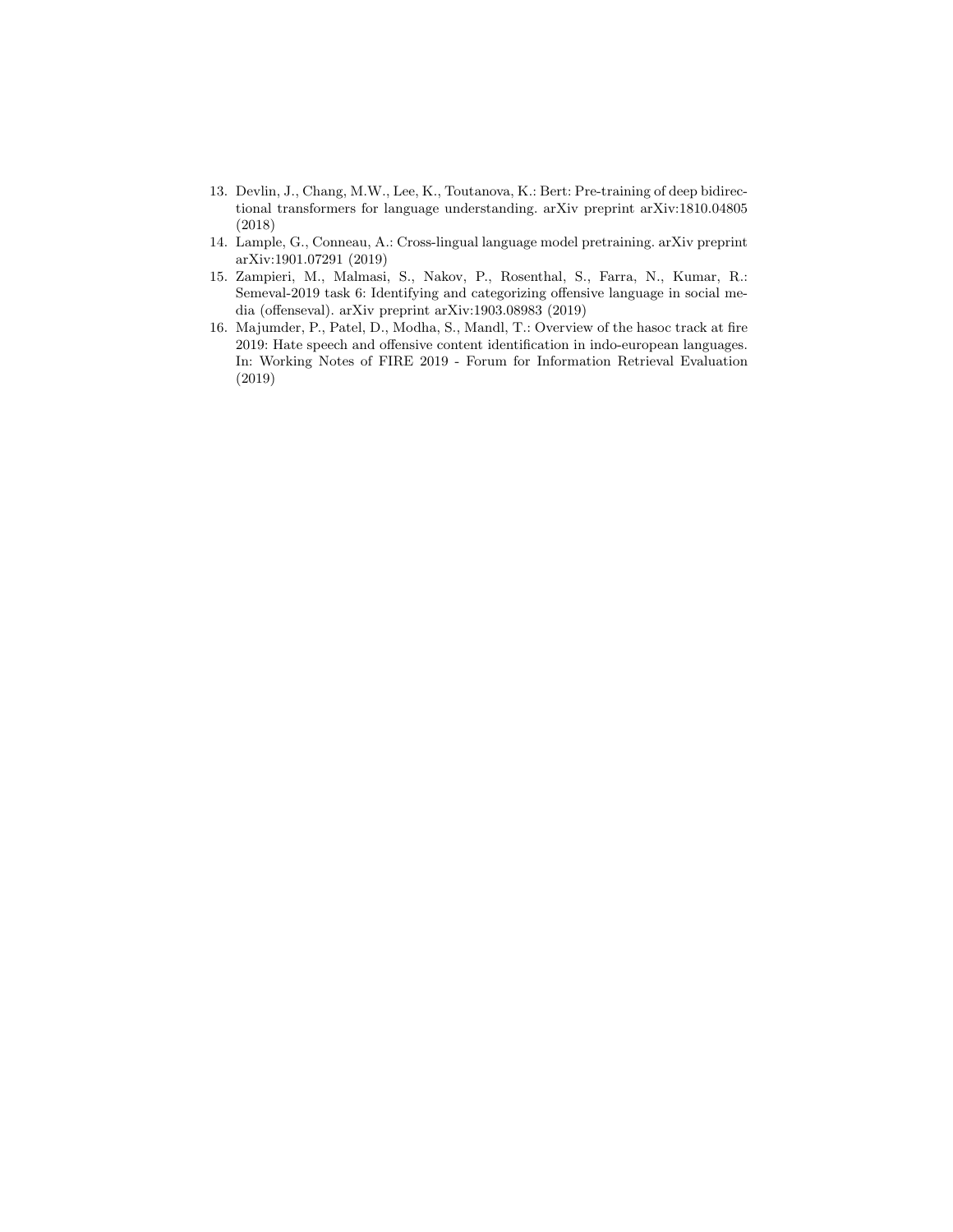13. Devlin, J., Chang, M.W., Lee, K., Toutanova, K.: Bert: Pre-training of deep bidirectional transformers for language understanding. arXiv preprint arXiv:1810.04805 (2018)
14. Lample, G., Conneau, A.: Cross-lingual language model pretraining. arXiv preprint arXiv:1901.07291 (2019)
15. Zampieri, M., Malmasi, S., Nakov, P., Rosenthal, S., Farra, N., Kumar, R.: Semeval-2019 task 6: Identifying and categorizing offensive language in social media (offenseval). arXiv preprint arXiv:1903.08983 (2019)
16. Majumder, P., Patel, D., Modha, S., Mandl, T.: Overview of the hasoc track at fire 2019: Hate speech and offensive content identification in indo-european languages. In: Working Notes of FIRE 2019 - Forum for Information Retrieval Evaluation (2019)